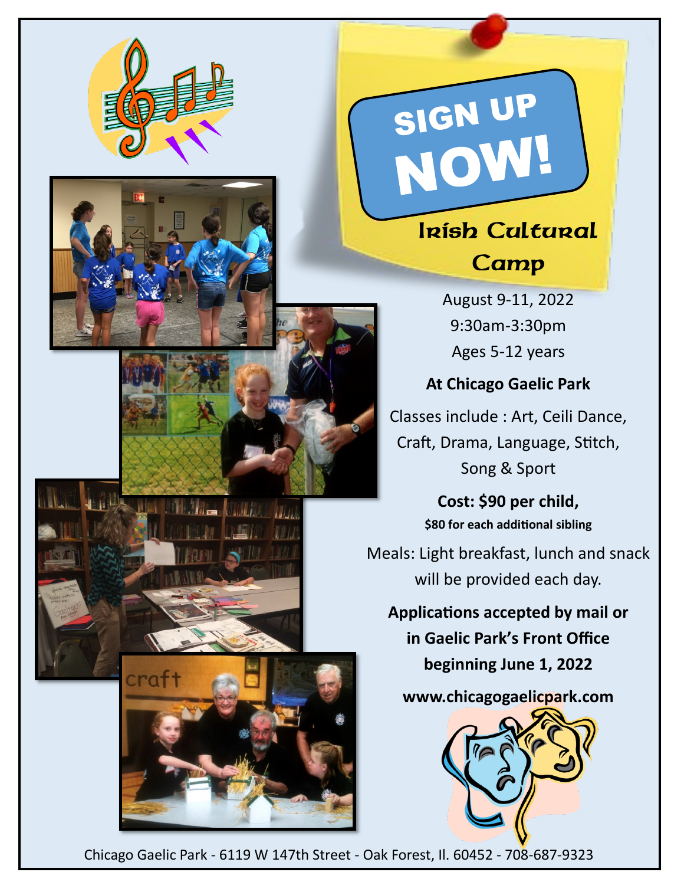# SIGN UP NOW!

## Irish Cultural Camp

August 9-11, 2022

9:30am-3:30pm

Ages 5-12 years

**At Chicago Gaelic Park**

Classes include : Art, Ceili Dance, Craft, Drama, Language, Stitch, Song & Sport

**Cost: $90 per child,**

**$80 for each additional sibling**

Meals: Light breakfast, lunch and snack will be provided each day.

**Applications accepted by mail or in Gaelic Park's Front Office beginning June 1, 2022**

**www.chicagogaelicpark.com**

Chicago Gaelic Park - 6119 W 147th Street - Oak Forest, Il. 60452 - 708-687-9323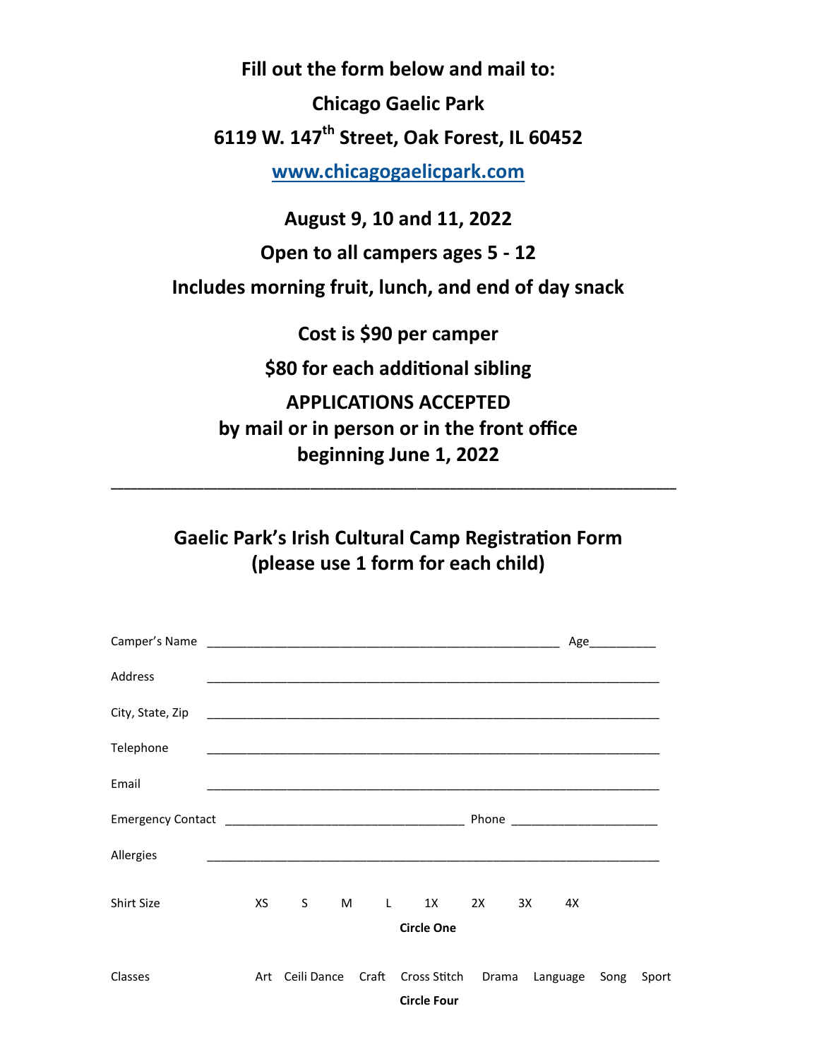**Fill out the form below and mail to:**

**Chicago Gaelic Park**

**6119 W. 147th Street, Oak Forest, IL 60452**

**[www.chicagogaelicpark.com](http://www.chicagogaelicpark.com)**

**August 9, 10 and 11, 2022**

**Open to all campers ages 5 - 12**

**Includes morning fruit, lunch, and end of day snack**

**Cost is $90 per camper**

**$80 for each additional sibling**

**APPLICATIONS ACCEPTED**
**by mail or in person or in the front office**
**beginning June 1, 2022**

---

## Gaelic Park's Irish Cultural Camp Registration Form (please use 1 form for each child)

Camper's Name ______________________________________________ Age_________

Address ____________________________________________________________

City, State, Zip ______________________________________________________

Telephone __________________________________________________________

Email ______________________________________________________________

Emergency Contact ________________________________ Phone ____________________

Allergies ____________________________________________________________

Shirt Size XS S M L 1X 2X 3X 4X

**Circle One**

Classes Art Ceili Dance Craft Cross Stitch Drama Language Song Sport

**Circle Four**